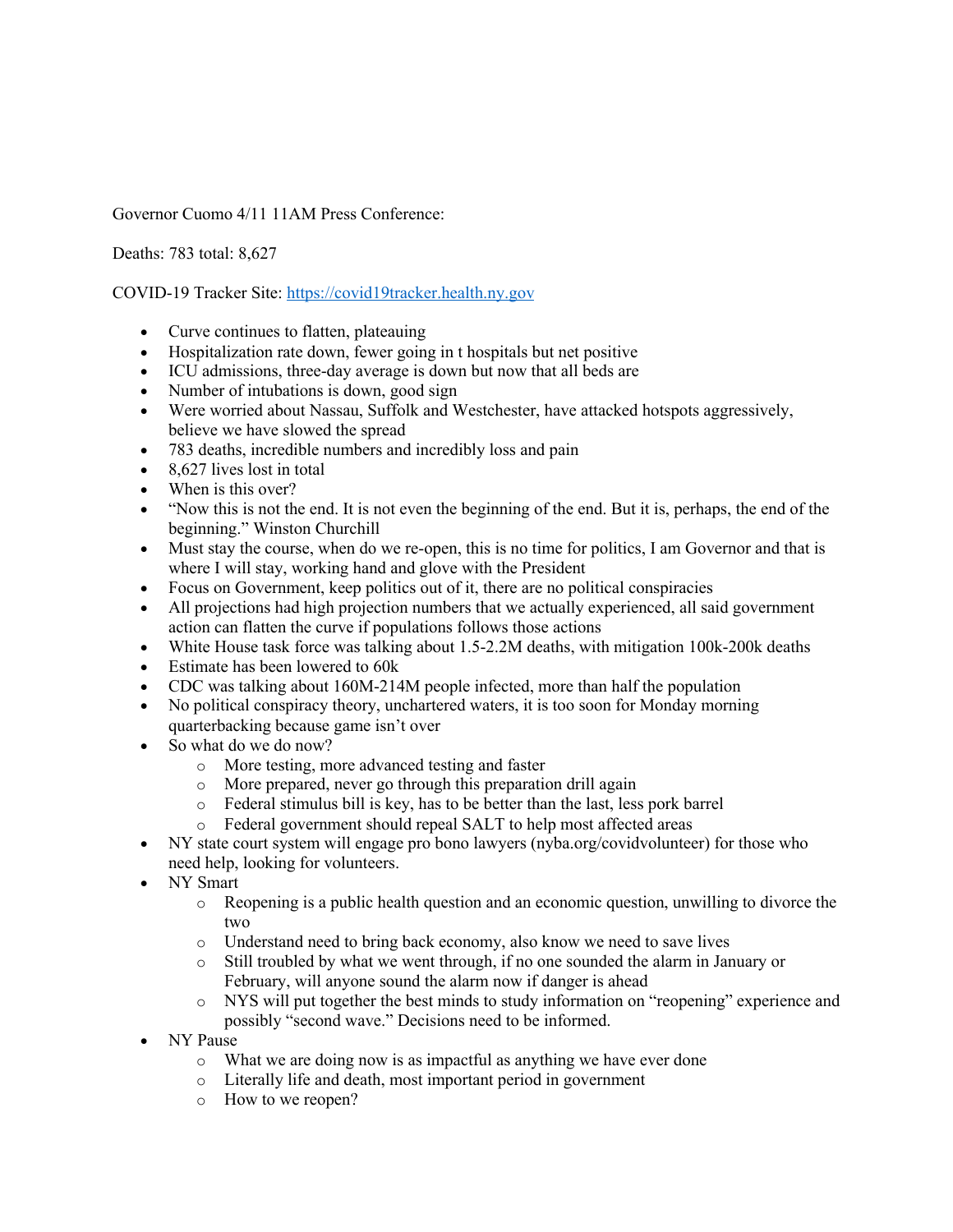Governor Cuomo 4/11 11AM Press Conference:

Deaths: 783 total: 8,627

COVID-19 Tracker Site: [https://covid19tracker.health.ny.gov](https://covid19tracker.health.ny.gov)

- Curve continues to flatten, plateauing
- Hospitalization rate down, fewer going in t hospitals but net positive
- ICU admissions, three-day average is down but now that all beds are
- Number of intubations is down, good sign
- Were worried about Nassau, Suffolk and Westchester, have attacked hotspots aggressively, believe we have slowed the spread
- 783 deaths, incredible numbers and incredibly loss and pain
- 8,627 lives lost in total
- When is this over?
- "Now this is not the end. It is not even the beginning of the end. But it is, perhaps, the end of the beginning." Winston Churchill
- Must stay the course, when do we re-open, this is no time for politics, I am Governor and that is where I will stay, working hand and glove with the President
- Focus on Government, keep politics out of it, there are no political conspiracies
- All projections had high projection numbers that we actually experienced, all said government action can flatten the curve if populations follows those actions
- White House task force was talking about 1.5-2.2M deaths, with mitigation 100k-200k deaths
- Estimate has been lowered to 60k
- CDC was talking about 160M-214M people infected, more than half the population
- No political conspiracy theory, unchartered waters, it is too soon for Monday morning quarterbacking because game isn't over
- So what do we do now?
    - More testing, more advanced testing and faster
    - More prepared, never go through this preparation drill again
    - Federal stimulus bill is key, has to be better than the last, less pork barrel
    - Federal government should repeal SALT to help most affected areas
- NY state court system will engage pro bono lawyers (nyba.org/covidvolunteer) for those who need help, looking for volunteers.
- NY Smart
    - Reopening is a public health question and an economic question, unwilling to divorce the two
    - Understand need to bring back economy, also know we need to save lives
    - Still troubled by what we went through, if no one sounded the alarm in January or February, will anyone sound the alarm now if danger is ahead
    - NYS will put together the best minds to study information on "reopening" experience and possibly "second wave." Decisions need to be informed.
- NY Pause
    - What we are doing now is as impactful as anything we have ever done
    - Literally life and death, most important period in government
    - How to we reopen?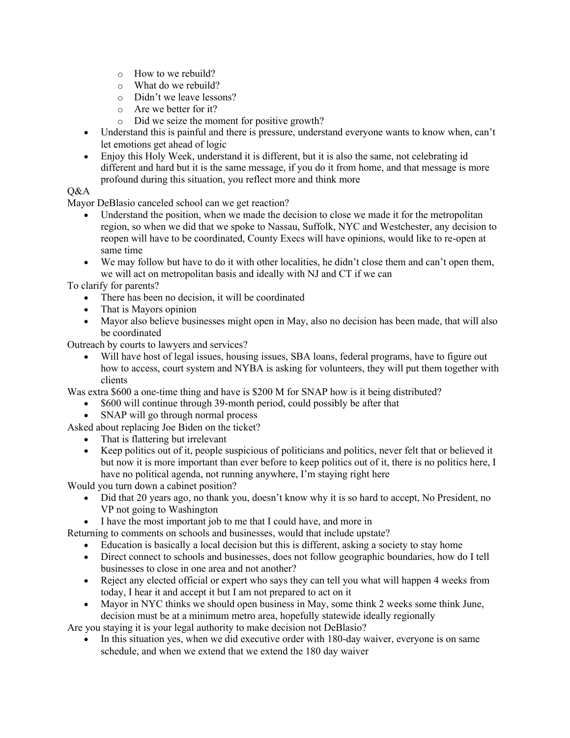- How to we rebuild?
  - What do we rebuild?
  - Didn't we leave lessons?
  - Are we better for it?
  - Did we seize the moment for positive growth?
- Understand this is painful and there is pressure, understand everyone wants to know when, can't let emotions get ahead of logic
- Enjoy this Holy Week, understand it is different, but it is also the same, not celebrating id different and hard but it is the same message, if you do it from home, and that message is more profound during this situation, you reflect more and think more

Q&A

Mayor DeBlasio canceled school can we get reaction?

- Understand the position, when we made the decision to close we made it for the metropolitan region, so when we did that we spoke to Nassau, Suffolk, NYC and Westchester, any decision to reopen will have to be coordinated, County Execs will have opinions, would like to re-open at same time
- We may follow but have to do it with other localities, he didn't close them and can't open them, we will act on metropolitan basis and ideally with NJ and CT if we can

To clarify for parents?

- There has been no decision, it will be coordinated
- That is Mayors opinion
- Mayor also believe businesses might open in May, also no decision has been made, that will also be coordinated

Outreach by courts to lawyers and services?

- Will have host of legal issues, housing issues, SBA loans, federal programs, have to figure out how to access, court system and NYBA is asking for volunteers, they will put them together with clients

Was extra $600 a one-time thing and have is $200 M for SNAP how is it being distributed?

- $600 will continue through 39-month period, could possibly be after that
- SNAP will go through normal process

Asked about replacing Joe Biden on the ticket?

- That is flattering but irrelevant
- Keep politics out of it, people suspicious of politicians and politics, never felt that or believed it but now it is more important than ever before to keep politics out of it, there is no politics here, I have no political agenda, not running anywhere, I'm staying right here

Would you turn down a cabinet position?

- Did that 20 years ago, no thank you, doesn't know why it is so hard to accept, No President, no VP not going to Washington
- I have the most important job to me that I could have, and more in

Returning to comments on schools and businesses, would that include upstate?

- Education is basically a local decision but this is different, asking a society to stay home
- Direct connect to schools and businesses, does not follow geographic boundaries, how do I tell businesses to close in one area and not another?
- Reject any elected official or expert who says they can tell you what will happen 4 weeks from today, I hear it and accept it but I am not prepared to act on it
- Mayor in NYC thinks we should open business in May, some think 2 weeks some think June, decision must be at a minimum metro area, hopefully statewide ideally regionally

Are you staying it is your legal authority to make decision not DeBlasio?

- In this situation yes, when we did executive order with 180-day waiver, everyone is on same schedule, and when we extend that we extend the 180 day waiver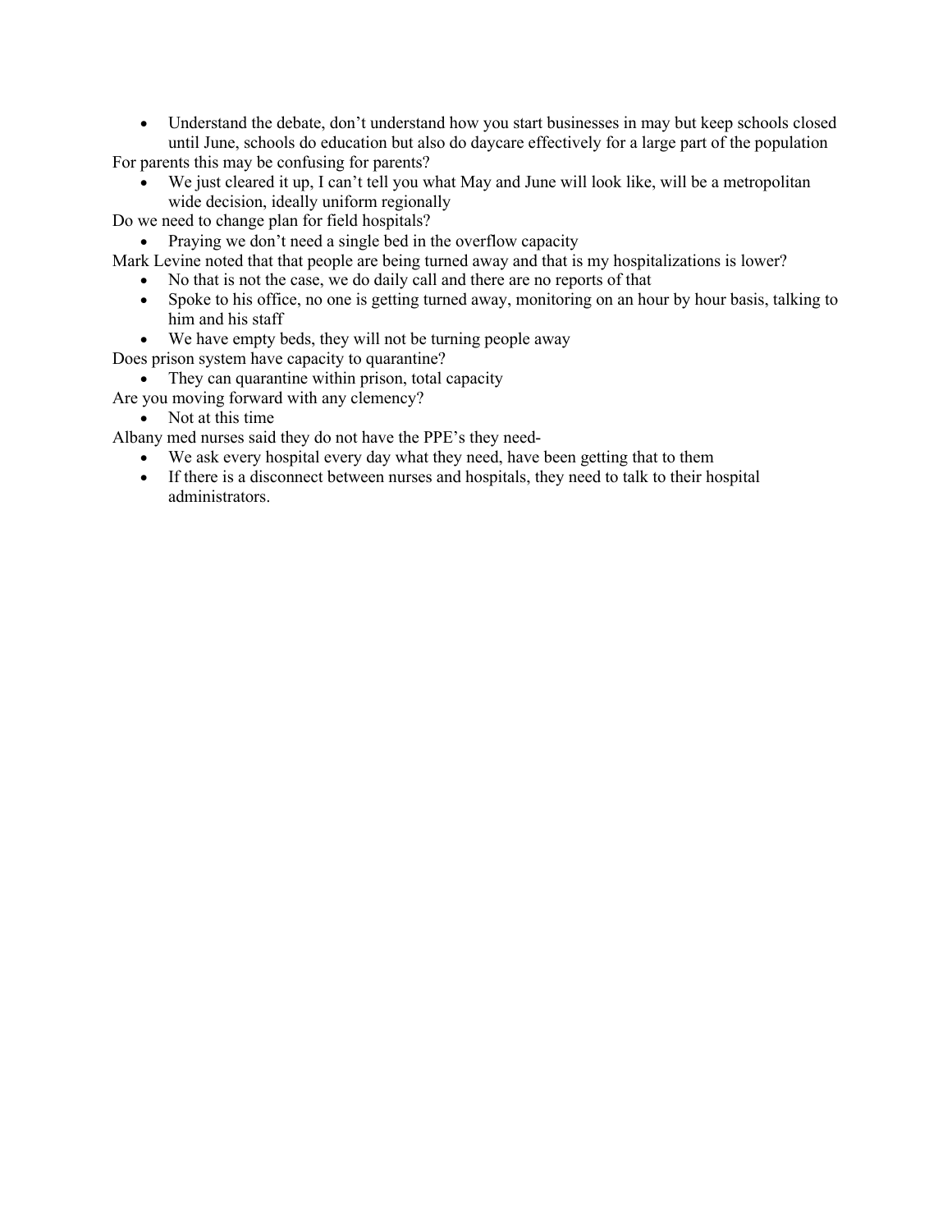- Understand the debate, don't understand how you start businesses in may but keep schools closed until June, schools do education but also do daycare effectively for a large part of the population

For parents this may be confusing for parents?

- We just cleared it up, I can't tell you what May and June will look like, will be a metropolitan wide decision, ideally uniform regionally

Do we need to change plan for field hospitals?

- Praying we don't need a single bed in the overflow capacity

Mark Levine noted that that people are being turned away and that is my hospitalizations is lower?

- No that is not the case, we do daily call and there are no reports of that
- Spoke to his office, no one is getting turned away, monitoring on an hour by hour basis, talking to him and his staff
- We have empty beds, they will not be turning people away

Does prison system have capacity to quarantine?

- They can quarantine within prison, total capacity

Are you moving forward with any clemency?

- Not at this time

Albany med nurses said they do not have the PPE's they need-

- We ask every hospital every day what they need, have been getting that to them
- If there is a disconnect between nurses and hospitals, they need to talk to their hospital administrators.